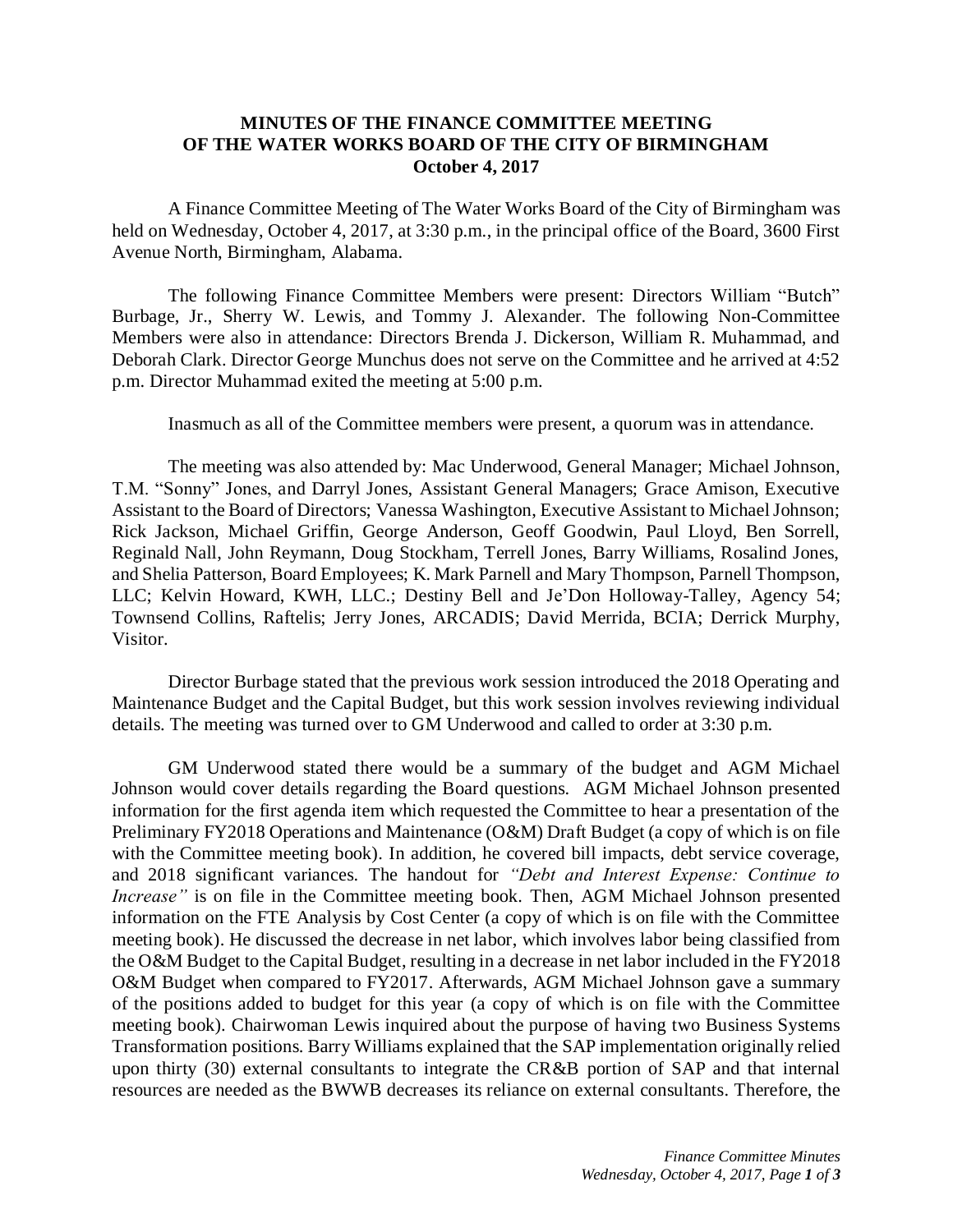**MINUTES OF THE FINANCE COMMITTEE MEETING OF THE WATER WORKS BOARD OF THE CITY OF BIRMINGHAM October 4, 2017**

A Finance Committee Meeting of The Water Works Board of the City of Birmingham was held on Wednesday, October 4, 2017, at 3:30 p.m., in the principal office of the Board, 3600 First Avenue North, Birmingham, Alabama.

The following Finance Committee Members were present: Directors William "Butch" Burbage, Jr., Sherry W. Lewis, and Tommy J. Alexander. The following Non-Committee Members were also in attendance: Directors Brenda J. Dickerson, William R. Muhammad, and Deborah Clark. Director George Munchus does not serve on the Committee and he arrived at 4:52 p.m. Director Muhammad exited the meeting at 5:00 p.m.

Inasmuch as all of the Committee members were present, a quorum was in attendance.

The meeting was also attended by: Mac Underwood, General Manager; Michael Johnson, T.M. "Sonny" Jones, and Darryl Jones, Assistant General Managers; Grace Amison, Executive Assistant to the Board of Directors; Vanessa Washington, Executive Assistant to Michael Johnson; Rick Jackson, Michael Griffin, George Anderson, Geoff Goodwin, Paul Lloyd, Ben Sorrell, Reginald Nall, John Reymann, Doug Stockham, Terrell Jones, Barry Williams, Rosalind Jones, and Shelia Patterson, Board Employees; K. Mark Parnell and Mary Thompson, Parnell Thompson, LLC; Kelvin Howard, KWH, LLC.; Destiny Bell and Je'Don Holloway-Talley, Agency 54; Townsend Collins, Raftelis; Jerry Jones, ARCADIS; David Merrida, BCIA; Derrick Murphy, Visitor.

Director Burbage stated that the previous work session introduced the 2018 Operating and Maintenance Budget and the Capital Budget, but this work session involves reviewing individual details. The meeting was turned over to GM Underwood and called to order at 3:30 p.m.

GM Underwood stated there would be a summary of the budget and AGM Michael Johnson would cover details regarding the Board questions. AGM Michael Johnson presented information for the first agenda item which requested the Committee to hear a presentation of the Preliminary FY2018 Operations and Maintenance (O&M) Draft Budget (a copy of which is on file with the Committee meeting book). In addition, he covered bill impacts, debt service coverage, and 2018 significant variances. The handout for *"Debt and Interest Expense: Continue to Increase"* is on file in the Committee meeting book. Then, AGM Michael Johnson presented information on the FTE Analysis by Cost Center (a copy of which is on file with the Committee meeting book). He discussed the decrease in net labor, which involves labor being classified from the O&M Budget to the Capital Budget, resulting in a decrease in net labor included in the FY2018 O&M Budget when compared to FY2017. Afterwards, AGM Michael Johnson gave a summary of the positions added to budget for this year (a copy of which is on file with the Committee meeting book). Chairwoman Lewis inquired about the purpose of having two Business Systems Transformation positions. Barry Williams explained that the SAP implementation originally relied upon thirty (30) external consultants to integrate the CR&B portion of SAP and that internal resources are needed as the BWWB decreases its reliance on external consultants. Therefore, the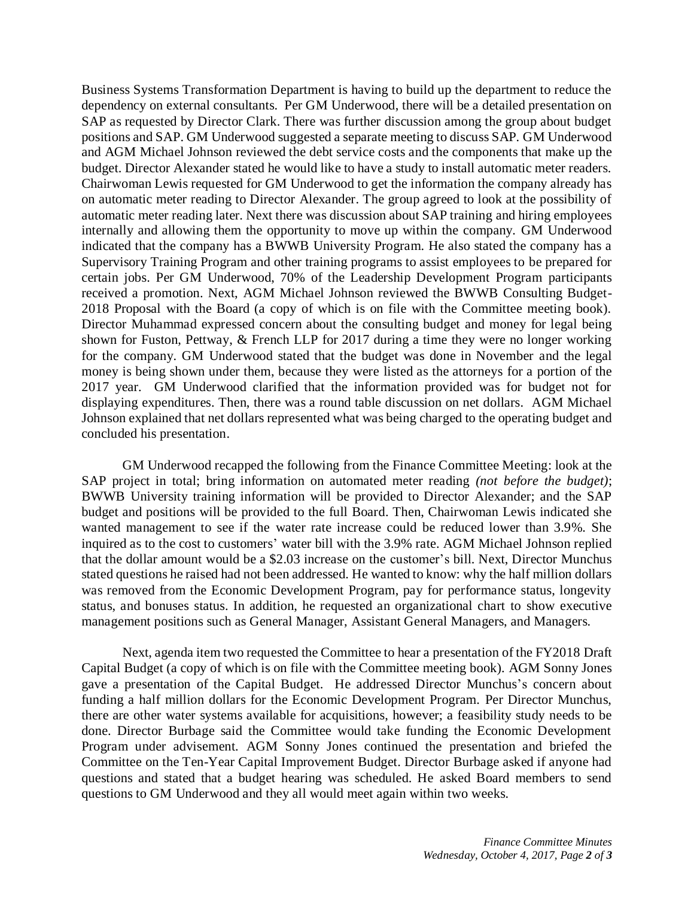Business Systems Transformation Department is having to build up the department to reduce the dependency on external consultants. Per GM Underwood, there will be a detailed presentation on SAP as requested by Director Clark. There was further discussion among the group about budget positions and SAP. GM Underwood suggested a separate meeting to discuss SAP. GM Underwood and AGM Michael Johnson reviewed the debt service costs and the components that make up the budget. Director Alexander stated he would like to have a study to install automatic meter readers. Chairwoman Lewis requested for GM Underwood to get the information the company already has on automatic meter reading to Director Alexander. The group agreed to look at the possibility of automatic meter reading later. Next there was discussion about SAP training and hiring employees internally and allowing them the opportunity to move up within the company. GM Underwood indicated that the company has a BWWB University Program. He also stated the company has a Supervisory Training Program and other training programs to assist employees to be prepared for certain jobs. Per GM Underwood, 70% of the Leadership Development Program participants received a promotion. Next, AGM Michael Johnson reviewed the BWWB Consulting Budget-2018 Proposal with the Board (a copy of which is on file with the Committee meeting book). Director Muhammad expressed concern about the consulting budget and money for legal being shown for Fuston, Pettway, & French LLP for 2017 during a time they were no longer working for the company. GM Underwood stated that the budget was done in November and the legal money is being shown under them, because they were listed as the attorneys for a portion of the 2017 year. GM Underwood clarified that the information provided was for budget not for displaying expenditures. Then, there was a round table discussion on net dollars. AGM Michael Johnson explained that net dollars represented what was being charged to the operating budget and concluded his presentation.

GM Underwood recapped the following from the Finance Committee Meeting: look at the SAP project in total; bring information on automated meter reading *(not before the budget)*; BWWB University training information will be provided to Director Alexander; and the SAP budget and positions will be provided to the full Board. Then, Chairwoman Lewis indicated she wanted management to see if the water rate increase could be reduced lower than 3.9%. She inquired as to the cost to customers' water bill with the 3.9% rate. AGM Michael Johnson replied that the dollar amount would be a $2.03 increase on the customer's bill. Next, Director Munchus stated questions he raised had not been addressed. He wanted to know: why the half million dollars was removed from the Economic Development Program, pay for performance status, longevity status, and bonuses status. In addition, he requested an organizational chart to show executive management positions such as General Manager, Assistant General Managers, and Managers.

Next, agenda item two requested the Committee to hear a presentation of the FY2018 Draft Capital Budget (a copy of which is on file with the Committee meeting book). AGM Sonny Jones gave a presentation of the Capital Budget. He addressed Director Munchus's concern about funding a half million dollars for the Economic Development Program. Per Director Munchus, there are other water systems available for acquisitions, however; a feasibility study needs to be done. Director Burbage said the Committee would take funding the Economic Development Program under advisement. AGM Sonny Jones continued the presentation and briefed the Committee on the Ten-Year Capital Improvement Budget. Director Burbage asked if anyone had questions and stated that a budget hearing was scheduled. He asked Board members to send questions to GM Underwood and they all would meet again within two weeks.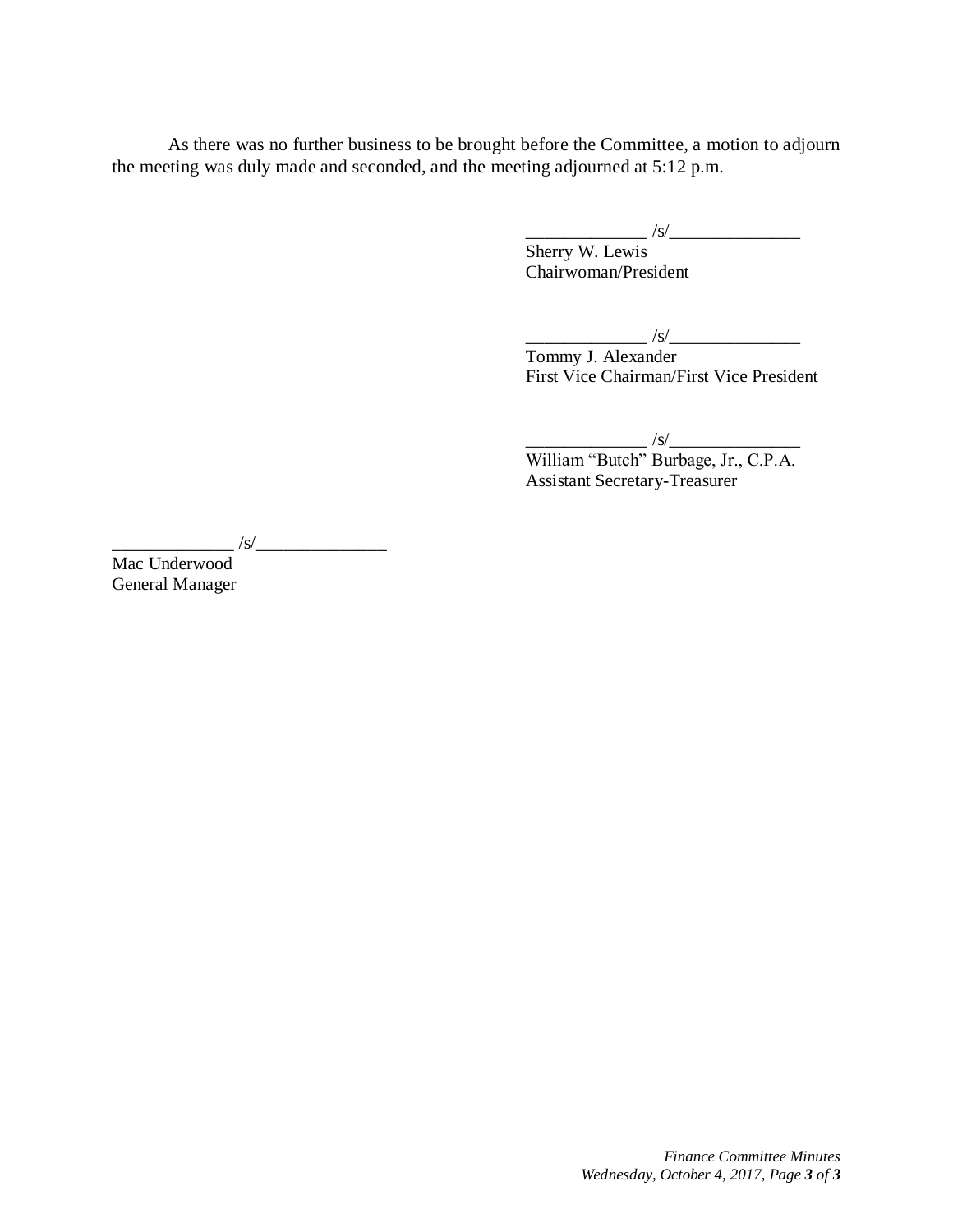As there was no further business to be brought before the Committee, a motion to adjourn the meeting was duly made and seconded, and the meeting adjourned at 5:12 p.m.

_____________ /s/_______________
Sherry W. Lewis
Chairwoman/President

_____________ /s/_______________
Tommy J. Alexander
First Vice Chairman/First Vice President

_____________ /s/_______________
William "Butch" Burbage, Jr., C.P.A.
Assistant Secretary-Treasurer

_____________ /s/_______________
Mac Underwood
General Manager